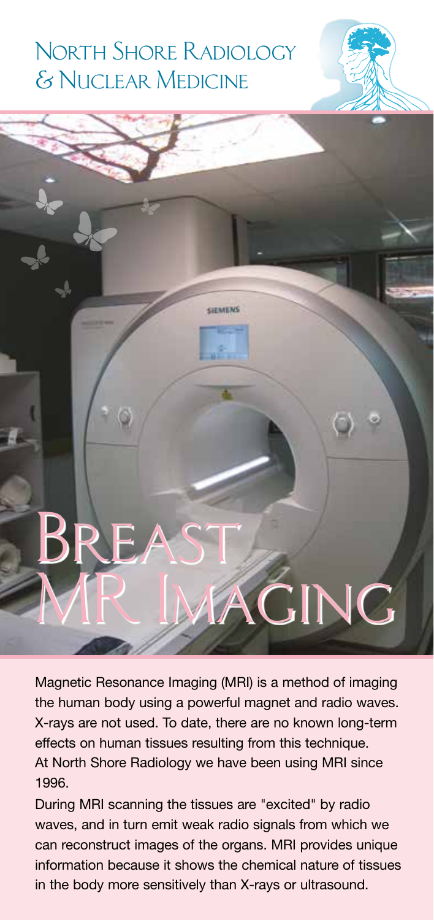# North Shore Radiology & Nuclear Medicine

# Breast MR Imaging

Magnetic Resonance Imaging (MRI) is a method of imaging the human body using a powerful magnet and radio waves. X-rays are not used. To date, there are no known long-term effects on human tissues resulting from this technique. At North Shore Radiology we have been using MRI since 1996.

During MRI scanning the tissues are "excited" by radio waves, and in turn emit weak radio signals from which we can reconstruct images of the organs. MRI provides unique information because it shows the chemical nature of tissues in the body more sensitively than X-rays or ultrasound.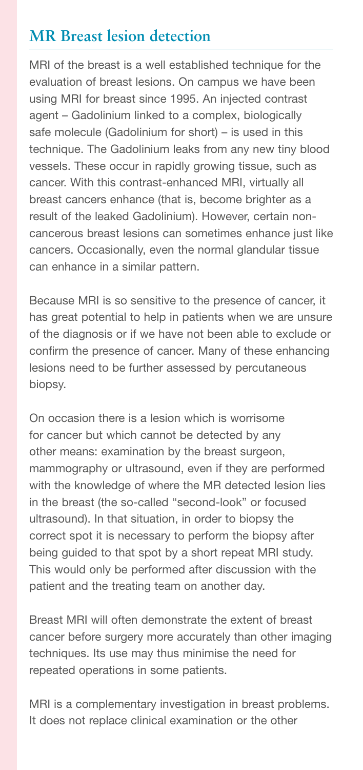## MR Breast lesion detection

MRI of the breast is a well established technique for the evaluation of breast lesions. On campus we have been using MRI for breast since 1995. An injected contrast agent – Gadolinium linked to a complex, biologically safe molecule (Gadolinium for short) – is used in this technique. The Gadolinium leaks from any new tiny blood vessels. These occur in rapidly growing tissue, such as cancer. With this contrast-enhanced MRI, virtually all breast cancers enhance (that is, become brighter as a result of the leaked Gadolinium). However, certain non-cancerous breast lesions can sometimes enhance just like cancers. Occasionally, even the normal glandular tissue can enhance in a similar pattern.

Because MRI is so sensitive to the presence of cancer, it has great potential to help in patients when we are unsure of the diagnosis or if we have not been able to exclude or confirm the presence of cancer. Many of these enhancing lesions need to be further assessed by percutaneous biopsy.

On occasion there is a lesion which is worrisome for cancer but which cannot be detected by any other means: examination by the breast surgeon, mammography or ultrasound, even if they are performed with the knowledge of where the MR detected lesion lies in the breast (the so-called "second-look" or focused ultrasound). In that situation, in order to biopsy the correct spot it is necessary to perform the biopsy after being guided to that spot by a short repeat MRI study. This would only be performed after discussion with the patient and the treating team on another day.

Breast MRI will often demonstrate the extent of breast cancer before surgery more accurately than other imaging techniques. Its use may thus minimise the need for repeated operations in some patients.

MRI is a complementary investigation in breast problems. It does not replace clinical examination or the other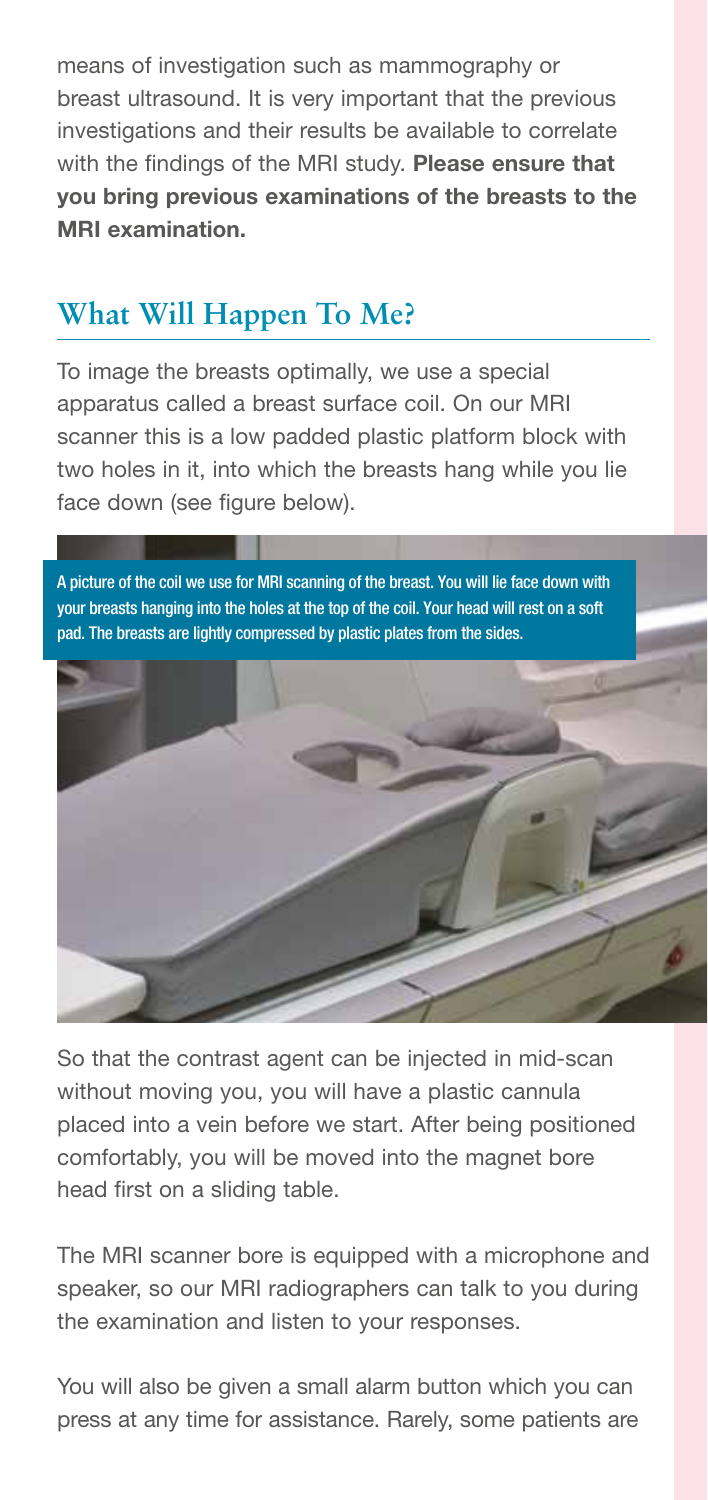means of investigation such as mammography or breast ultrasound. It is very important that the previous investigations and their results be available to correlate with the findings of the MRI study. **Please ensure that you bring previous examinations of the breasts to the MRI examination.**

## What Will Happen To Me?

To image the breasts optimally, we use a special apparatus called a breast surface coil. On our MRI scanner this is a low padded plastic platform block with two holes in it, into which the breasts hang while you lie face down (see figure below).

A picture of the coil we use for MRI scanning of the breast. You will lie face down with your breasts hanging into the holes at the top of the coil. Your head will rest on a soft pad. The breasts are lightly compressed by plastic plates from the sides.

So that the contrast agent can be injected in mid-scan without moving you, you will have a plastic cannula placed into a vein before we start. After being positioned comfortably, you will be moved into the magnet bore head first on a sliding table.

The MRI scanner bore is equipped with a microphone and speaker, so our MRI radiographers can talk to you during the examination and listen to your responses.

You will also be given a small alarm button which you can press at any time for assistance. Rarely, some patients are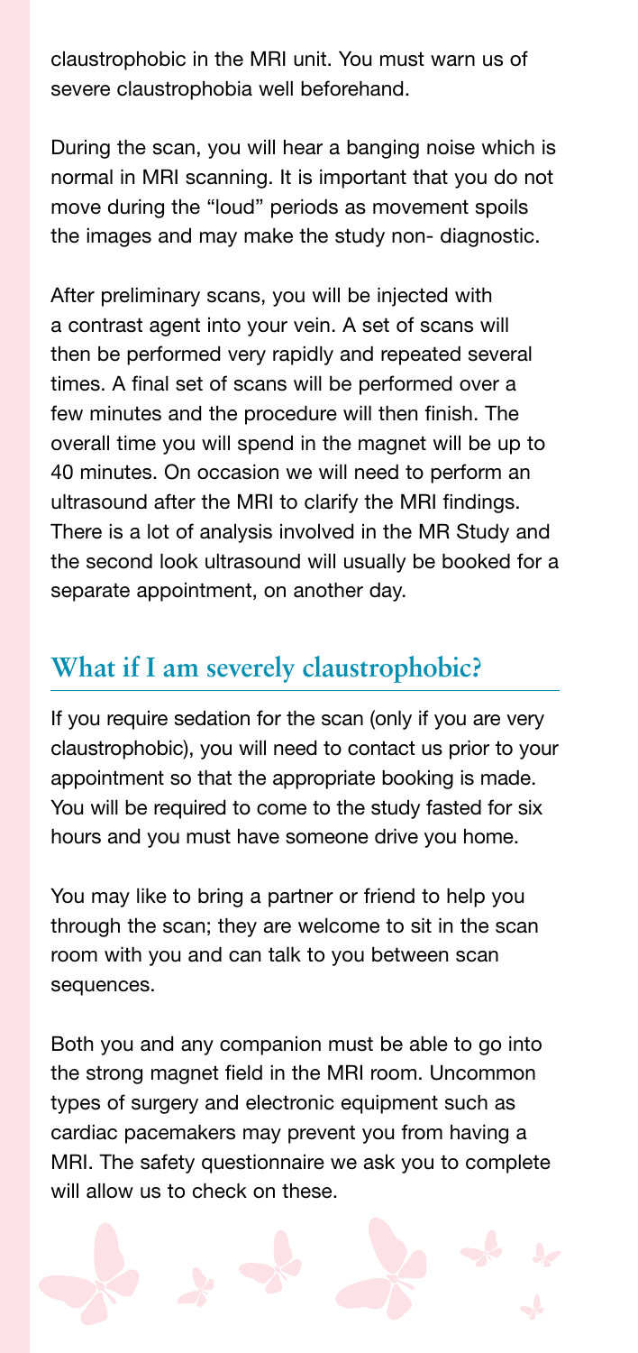claustrophobic in the MRI unit. You must warn us of severe claustrophobia well beforehand.

During the scan, you will hear a banging noise which is normal in MRI scanning. It is important that you do not move during the "loud" periods as movement spoils the images and may make the study non- diagnostic.

After preliminary scans, you will be injected with a contrast agent into your vein. A set of scans will then be performed very rapidly and repeated several times. A final set of scans will be performed over a few minutes and the procedure will then finish. The overall time you will spend in the magnet will be up to 40 minutes. On occasion we will need to perform an ultrasound after the MRI to clarify the MRI findings. There is a lot of analysis involved in the MR Study and the second look ultrasound will usually be booked for a separate appointment, on another day.

## What if I am severely claustrophobic?

If you require sedation for the scan (only if you are very claustrophobic), you will need to contact us prior to your appointment so that the appropriate booking is made. You will be required to come to the study fasted for six hours and you must have someone drive you home.

You may like to bring a partner or friend to help you through the scan; they are welcome to sit in the scan room with you and can talk to you between scan sequences.

Both you and any companion must be able to go into the strong magnet field in the MRI room. Uncommon types of surgery and electronic equipment such as cardiac pacemakers may prevent you from having a MRI. The safety questionnaire we ask you to complete will allow us to check on these.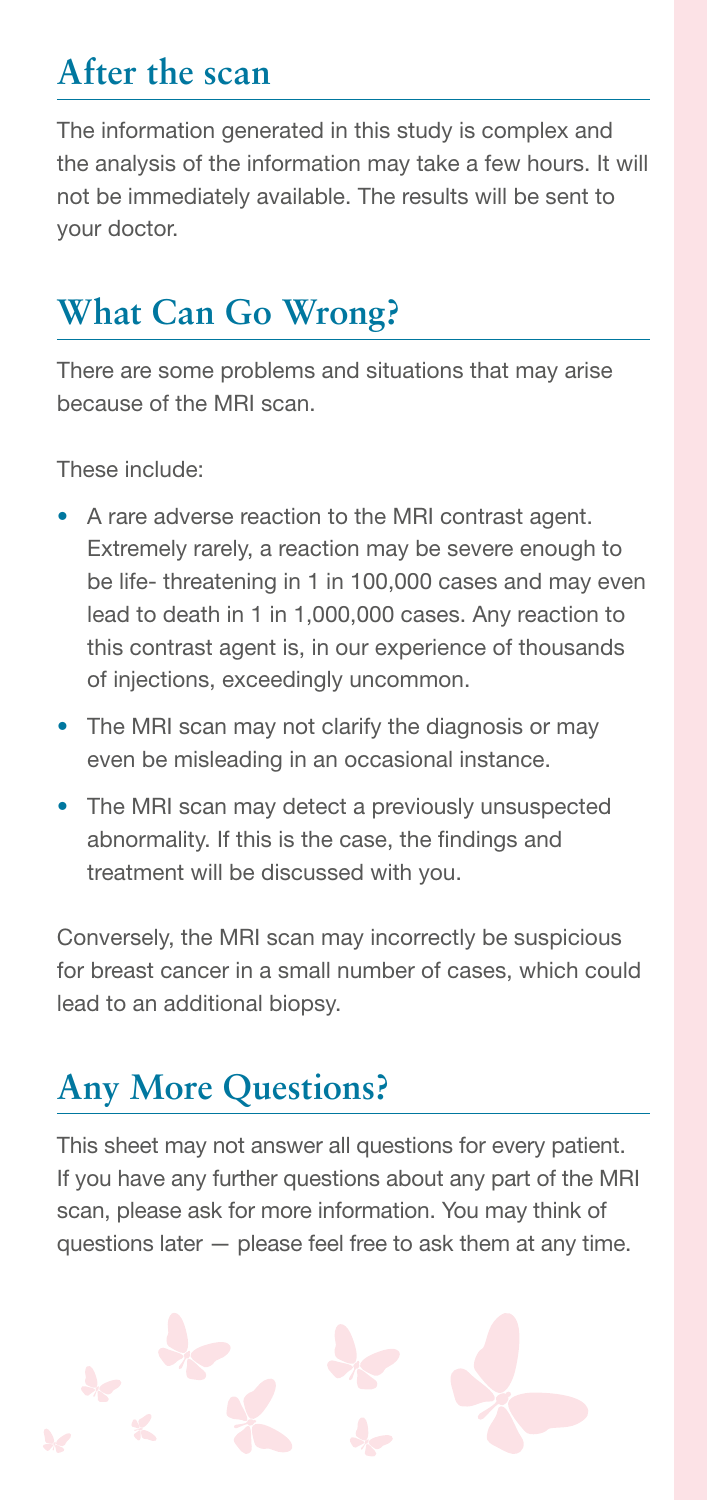## After the scan

The information generated in this study is complex and the analysis of the information may take a few hours. It will not be immediately available. The results will be sent to your doctor.

## What Can Go Wrong?

There are some problems and situations that may arise because of the MRI scan.

These include:

- A rare adverse reaction to the MRI contrast agent. Extremely rarely, a reaction may be severe enough to be life- threatening in 1 in 100,000 cases and may even lead to death in 1 in 1,000,000 cases. Any reaction to this contrast agent is, in our experience of thousands of injections, exceedingly uncommon.
- The MRI scan may not clarify the diagnosis or may even be misleading in an occasional instance.
- The MRI scan may detect a previously unsuspected abnormality. If this is the case, the findings and treatment will be discussed with you.

Conversely, the MRI scan may incorrectly be suspicious for breast cancer in a small number of cases, which could lead to an additional biopsy.

## Any More Questions?

This sheet may not answer all questions for every patient. If you have any further questions about any part of the MRI scan, please ask for more information. You may think of questions later — please feel free to ask them at any time.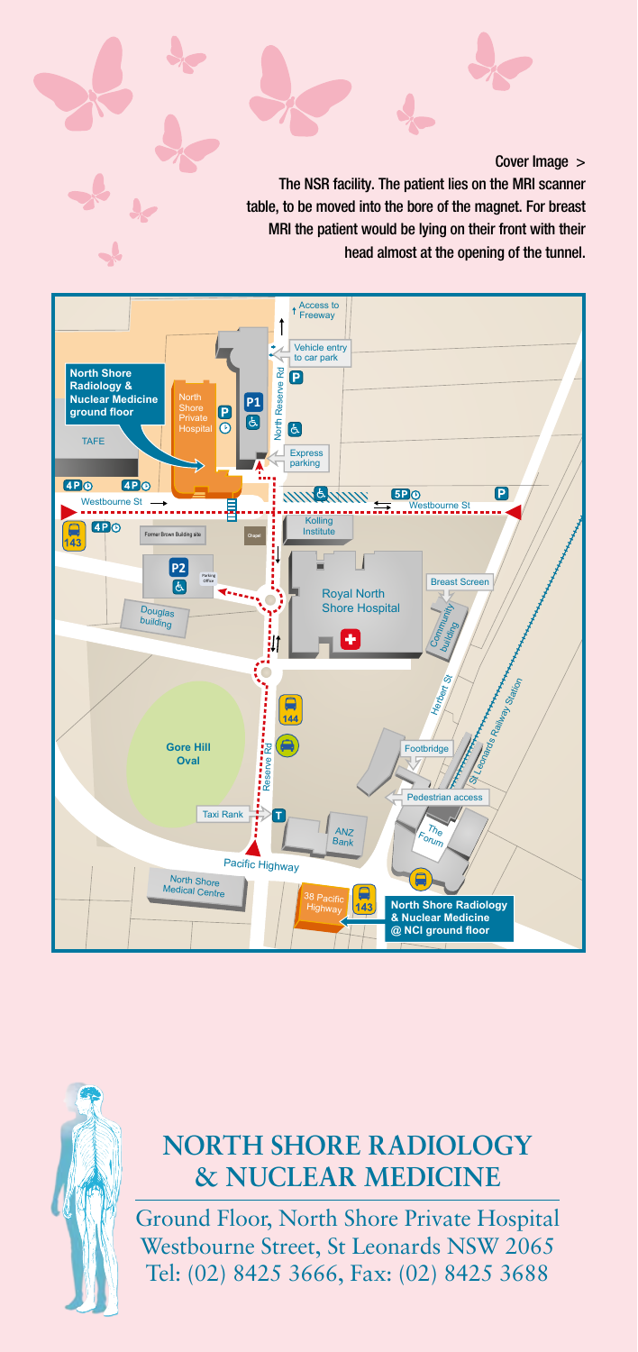Cover Image >

The NSR facility. The patient lies on the MRI scanner table, to be moved into the bore of the magnet. For breast MRI the patient would be lying on their front with their head almost at the opening of the tunnel.

Access to Freeway

Vehicle entry to car park

North Shore Radiology & Nuclear Medicine ground floor

North Shore Private Hospital

North Reserve Rd

P1

Express parking

TAFE

4P

4P

Westbourne St

5P

Westbourne St

4P

143

Former Brown Building site

Chapel

Kolling Institute

P2

Parking Office

Douglas building

Royal North Shore Hospital

Breast Screen

Community building

Herbert St

St Leonards Railway Station

144

Gore Hill Oval

Reserve Rd

Footbridge

Pedestrian access

Taxi Rank

T

ANZ Bank

The Forum

Pacific Highway

North Shore Medical Centre

38 Pacific Highway

143

North Shore Radiology & Nuclear Medicine @ NCI ground floor

# NORTH SHORE RADIOLOGY & NUCLEAR MEDICINE

Ground Floor, North Shore Private Hospital
Westbourne Street, St Leonards NSW 2065
Tel: (02) 8425 3666, Fax: (02) 8425 3688